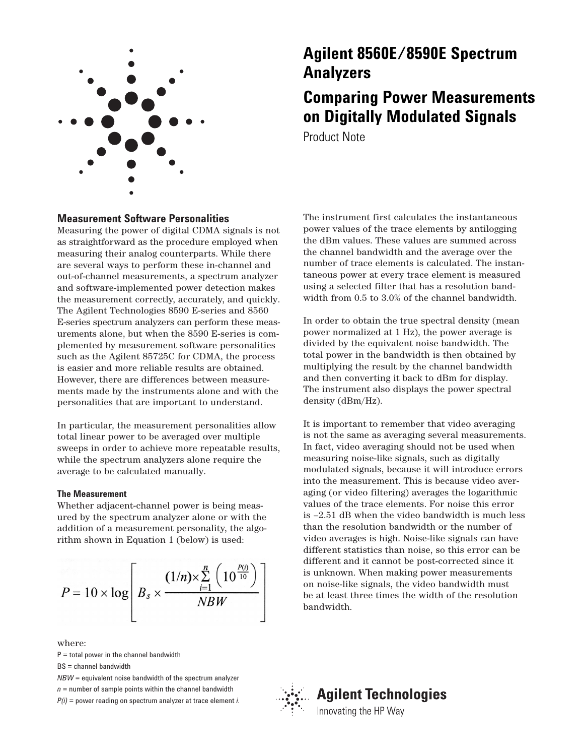# Agilent 8560E/8590E Spectrum Analyzers

# Comparing Power Measurements on Digitally Modulated Signals

Product Note

## Measurement Software Personalities

Measuring the power of digital CDMA signals is not as straightforward as the procedure employed when measuring their analog counterparts. While there are several ways to perform these in-channel and out-of-channel measurements, a spectrum analyzer and software-implemented power detection makes the measurement correctly, accurately, and quickly. The Agilent Technologies 8590 E-series and 8560 E-series spectrum analyzers can perform these measurements alone, but when the 8590 E-series is complemented by measurement software personalities such as the Agilent 85725C for CDMA, the process is easier and more reliable results are obtained. However, there are differences between measurements made by the instruments alone and with the personalities that are important to understand.

In particular, the measurement personalities allow total linear power to be averaged over multiple sweeps in order to achieve more repeatable results, while the spectrum analyzers alone require the average to be calculated manually.

### The Measurement

Whether adjacent-channel power is being measured by the spectrum analyzer alone or with the addition of a measurement personality, the algorithm shown in Equation 1 (below) is used:

$$P = 10 \times \log \left[ B_s \times \frac{(1/n) \times \sum_{i=1}^{n} \left( 10^{\frac{P(i)}{10}} \right)}{NBW} \right]$$

where:

P = total power in the channel bandwidth

BS = channel bandwidth

*NBW* = equivalent noise bandwidth of the spectrum analyzer

*n* = number of sample points within the channel bandwidth

*P(i)* = power reading on spectrum analyzer at trace element *i*.

The instrument first calculates the instantaneous power values of the trace elements by antilogging the dBm values. These values are summed across the channel bandwidth and the average over the number of trace elements is calculated. The instantaneous power at every trace element is measured using a selected filter that has a resolution bandwidth from 0.5 to 3.0% of the channel bandwidth.

In order to obtain the true spectral density (mean power normalized at 1 Hz), the power average is divided by the equivalent noise bandwidth. The total power in the bandwidth is then obtained by multiplying the result by the channel bandwidth and then converting it back to dBm for display. The instrument also displays the power spectral density (dBm/Hz).

It is important to remember that video averaging is not the same as averaging several measurements. In fact, video averaging should not be used when measuring noise-like signals, such as digitally modulated signals, because it will introduce errors into the measurement. This is because video averaging (or video filtering) averages the logarithmic values of the trace elements. For noise this error is –2.51 dB when the video bandwidth is much less than the resolution bandwidth or the number of video averages is high. Noise-like signals can have different statistics than noise, so this error can be different and it cannot be post-corrected since it is unknown. When making power measurements on noise-like signals, the video bandwidth must be at least three times the width of the resolution bandwidth.

Agilent Technologies

Innovating the HP Way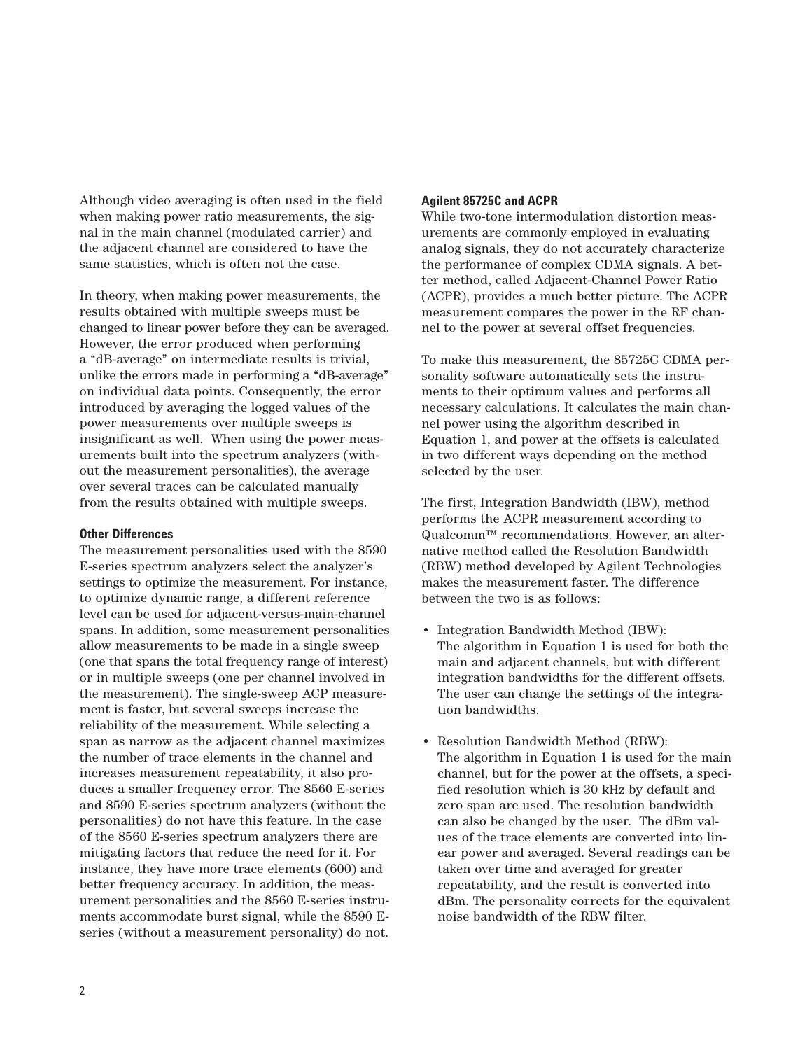Although video averaging is often used in the field when making power ratio measurements, the signal in the main channel (modulated carrier) and the adjacent channel are considered to have the same statistics, which is often not the case.

In theory, when making power measurements, the results obtained with multiple sweeps must be changed to linear power before they can be averaged. However, the error produced when performing a “dB-average” on intermediate results is trivial, unlike the errors made in performing a “dB-average” on individual data points. Consequently, the error introduced by averaging the logged values of the power measurements over multiple sweeps is insignificant as well. When using the power measurements built into the spectrum analyzers (without the measurement personalities), the average over several traces can be calculated manually from the results obtained with multiple sweeps.

### Other Differences

The measurement personalities used with the 8590 E-series spectrum analyzers select the analyzer’s settings to optimize the measurement. For instance, to optimize dynamic range, a different reference level can be used for adjacent-versus-main-channel spans. In addition, some measurement personalities allow measurements to be made in a single sweep (one that spans the total frequency range of interest) or in multiple sweeps (one per channel involved in the measurement). The single-sweep ACP measurement is faster, but several sweeps increase the reliability of the measurement. While selecting a span as narrow as the adjacent channel maximizes the number of trace elements in the channel and increases measurement repeatability, it also produces a smaller frequency error. The 8560 E-series and 8590 E-series spectrum analyzers (without the personalities) do not have this feature. In the case of the 8560 E-series spectrum analyzers there are mitigating factors that reduce the need for it. For instance, they have more trace elements (600) and better frequency accuracy. In addition, the measurement personalities and the 8560 E-series instruments accommodate burst signal, while the 8590 E-series (without a measurement personality) do not.

### Agilent 85725C and ACPR

While two-tone intermodulation distortion measurements are commonly employed in evaluating analog signals, they do not accurately characterize the performance of complex CDMA signals. A better method, called Adjacent-Channel Power Ratio (ACPR), provides a much better picture. The ACPR measurement compares the power in the RF channel to the power at several offset frequencies.

To make this measurement, the 85725C CDMA personality software automatically sets the instruments to their optimum values and performs all necessary calculations. It calculates the main channel power using the algorithm described in Equation 1, and power at the offsets is calculated in two different ways depending on the method selected by the user.

The first, Integration Bandwidth (IBW), method performs the ACPR measurement according to Qualcomm™ recommendations. However, an alternative method called the Resolution Bandwidth (RBW) method developed by Agilent Technologies makes the measurement faster. The difference between the two is as follows:

- Integration Bandwidth Method (IBW):  
  The algorithm in Equation 1 is used for both the main and adjacent channels, but with different integration bandwidths for the different offsets. The user can change the settings of the integration bandwidths.
- Resolution Bandwidth Method (RBW):  
  The algorithm in Equation 1 is used for the main channel, but for the power at the offsets, a specified resolution which is 30 kHz by default and zero span are used. The resolution bandwidth can also be changed by the user. The dBm values of the trace elements are converted into linear power and averaged. Several readings can be taken over time and averaged for greater repeatability, and the result is converted into dBm. The personality corrects for the equivalent noise bandwidth of the RBW filter.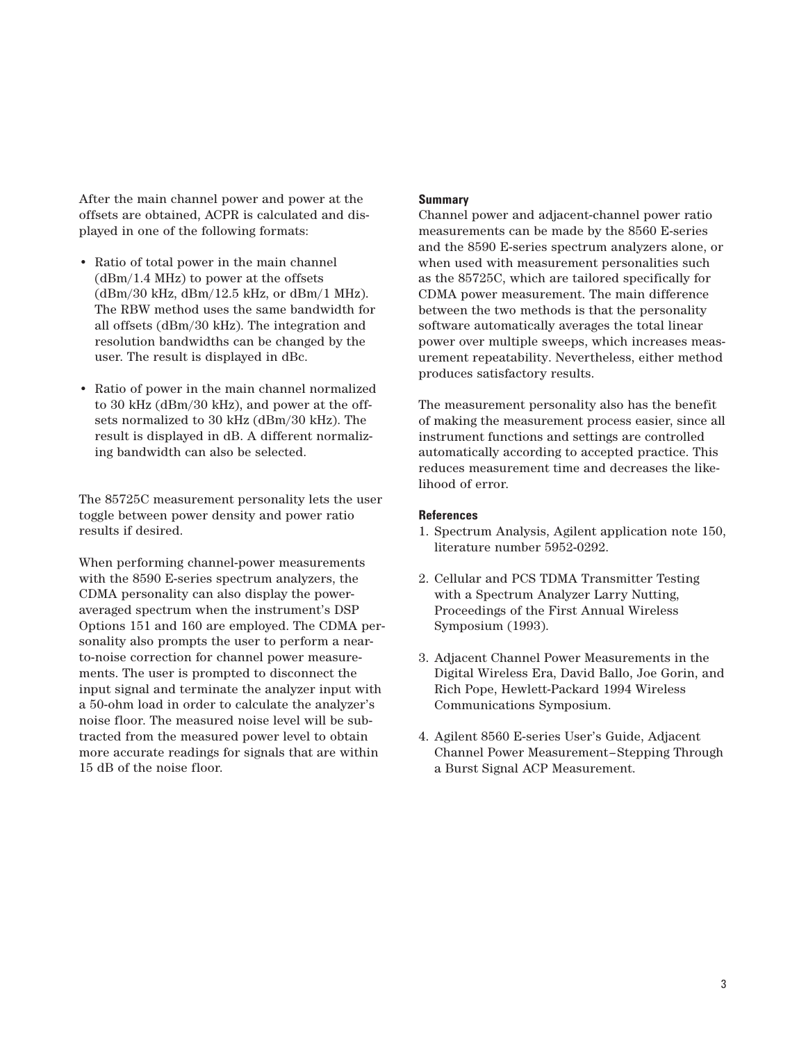After the main channel power and power at the offsets are obtained, ACPR is calculated and displayed in one of the following formats:

- Ratio of total power in the main channel (dBm/1.4 MHz) to power at the offsets (dBm/30 kHz, dBm/12.5 kHz, or dBm/1 MHz). The RBW method uses the same bandwidth for all offsets (dBm/30 kHz). The integration and resolution bandwidths can be changed by the user. The result is displayed in dBc.

- Ratio of power in the main channel normalized to 30 kHz (dBm/30 kHz), and power at the offsets normalized to 30 kHz (dBm/30 kHz). The result is displayed in dB. A different normalizing bandwidth can also be selected.

The 85725C measurement personality lets the user toggle between power density and power ratio results if desired.

When performing channel-power measurements with the 8590 E-series spectrum analyzers, the CDMA personality can also display the power-averaged spectrum when the instrument's DSP Options 151 and 160 are employed. The CDMA personality also prompts the user to perform a near-to-noise correction for channel power measurements. The user is prompted to disconnect the input signal and terminate the analyzer input with a 50-ohm load in order to calculate the analyzer's noise floor. The measured noise level will be subtracted from the measured power level to obtain more accurate readings for signals that are within 15 dB of the noise floor.

**Summary**

Channel power and adjacent-channel power ratio measurements can be made by the 8560 E-series and the 8590 E-series spectrum analyzers alone, or when used with measurement personalities such as the 85725C, which are tailored specifically for CDMA power measurement. The main difference between the two methods is that the personality software automatically averages the total linear power over multiple sweeps, which increases measurement repeatability. Nevertheless, either method produces satisfactory results.

The measurement personality also has the benefit of making the measurement process easier, since all instrument functions and settings are controlled automatically according to accepted practice. This reduces measurement time and decreases the likelihood of error.

**References**

1. Spectrum Analysis, Agilent application note 150, literature number 5952-0292.

2. Cellular and PCS TDMA Transmitter Testing with a Spectrum Analyzer Larry Nutting, Proceedings of the First Annual Wireless Symposium (1993).

3. Adjacent Channel Power Measurements in the Digital Wireless Era, David Ballo, Joe Gorin, and Rich Pope, Hewlett-Packard 1994 Wireless Communications Symposium.

4. Agilent 8560 E-series User's Guide, Adjacent Channel Power Measurement–Stepping Through a Burst Signal ACP Measurement.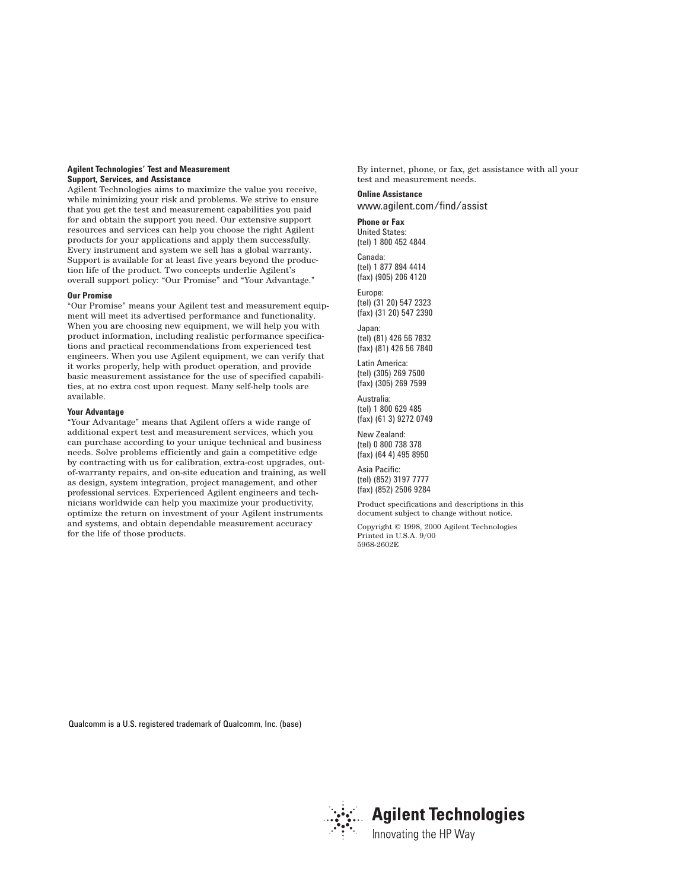### Agilent Technologies' Test and Measurement Support, Services, and Assistance

Agilent Technologies aims to maximize the value you receive, while minimizing your risk and problems. We strive to ensure that you get the test and measurement capabilities you paid for and obtain the support you need. Our extensive support resources and services can help you choose the right Agilent products for your applications and apply them successfully. Every instrument and system we sell has a global warranty. Support is available for at least five years beyond the production life of the product. Two concepts underlie Agilent's overall support policy: "Our Promise" and "Your Advantage."

#### Our Promise

"Our Promise" means your Agilent test and measurement equipment will meet its advertised performance and functionality. When you are choosing new equipment, we will help you with product information, including realistic performance specifications and practical recommendations from experienced test engineers. When you use Agilent equipment, we can verify that it works properly, help with product operation, and provide basic measurement assistance for the use of specified capabilities, at no extra cost upon request. Many self-help tools are available.

#### Your Advantage

"Your Advantage" means that Agilent offers a wide range of additional expert test and measurement services, which you can purchase according to your unique technical and business needs. Solve problems efficiently and gain a competitive edge by contracting with us for calibration, extra-cost upgrades, out-of-warranty repairs, and on-site education and training, as well as design, system integration, project management, and other professional services. Experienced Agilent engineers and technicians worldwide can help you maximize your productivity, optimize the return on investment of your Agilent instruments and systems, and obtain dependable measurement accuracy for the life of those products.

By internet, phone, or fax, get assistance with all your test and measurement needs.

#### Online Assistance

www.agilent.com/find/assist

#### Phone or Fax

United States:
(tel) 1 800 452 4844

Canada:
(tel) 1 877 894 4414
(fax) (905) 206 4120

Europe:
(tel) (31 20) 547 2323
(fax) (31 20) 547 2390

Japan:
(tel) (81) 426 56 7832
(fax) (81) 426 56 7840

Latin America:
(tel) (305) 269 7500
(fax) (305) 269 7599

Australia:
(tel) 1 800 629 485
(fax) (61 3) 9272 0749

New Zealand:
(tel) 0 800 738 378
(fax) (64 4) 495 8950

Asia Pacific:
(tel) (852) 3197 7777
(fax) (852) 2506 9284

Product specifications and descriptions in this document subject to change without notice.

Copyright © 1998, 2000 Agilent Technologies
Printed in U.S.A. 9/00
5968-2602E

Qualcomm is a U.S. registered trademark of Qualcomm, Inc. (base)

**Agilent Technologies**
Innovating the HP Way